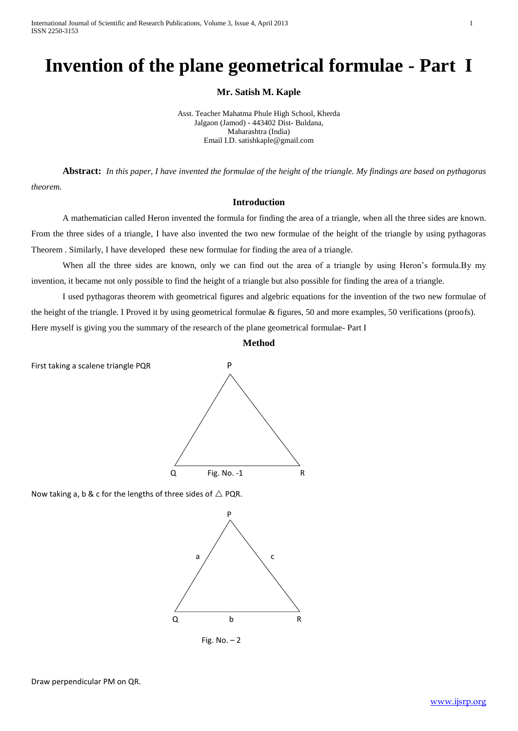# Invention of the plane geometrical formulae - Part I

**Mr. Satish M. Kaple**

Asst. Teacher Mahatma Phule High School, Kherda
Jalgaon (Jamod) - 443402 Dist- Buldana,
Maharashtra (India)
Email I.D. satishkaple@gmail.com

**Abstract:** *In this paper, I have invented the formulae of the height of the triangle. My findings are based on pythagoras theorem.*

### Introduction

A mathematician called Heron invented the formula for finding the area of a triangle, when all the three sides are known. From the three sides of a triangle, I have also invented the two new formulae of the height of the triangle by using pythagoras Theorem . Similarly, I have developed these new formulae for finding the area of a triangle.

When all the three sides are known, only we can find out the area of a triangle by using Heron's formula.By my invention, it became not only possible to find the height of a triangle but also possible for finding the area of a triangle.

I used pythagoras theorem with geometrical figures and algebric equations for the invention of the two new formulae of the height of the triangle. I Proved it by using geometrical formulae & figures, 50 and more examples, 50 verifications (proofs). Here myself is giving you the summary of the research of the plane geometrical formulae- Part I

### Method

First taking a scalene triangle PQR

Fig. No. -1

Now taking a, b & c for the lengths of three sides of △ PQR.

Fig. No. – 2

Draw perpendicular PM on QR.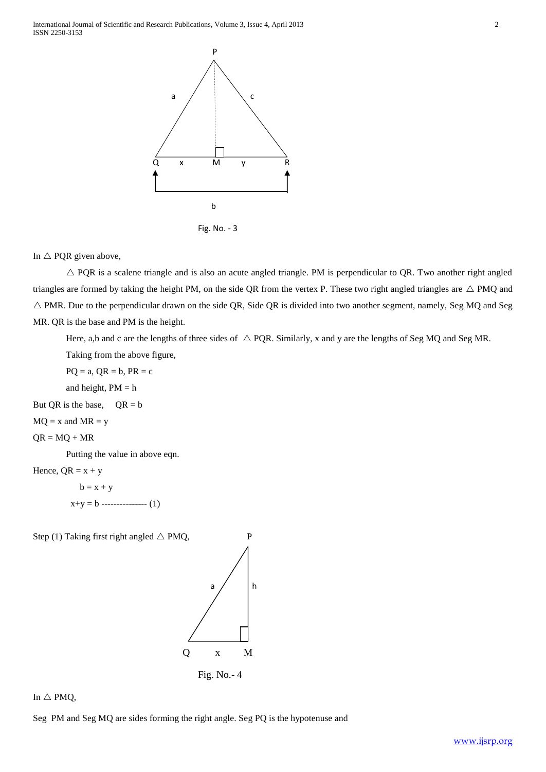Fig. No. - 3

In △ PQR given above,

△ PQR is a scalene triangle and is also an acute angled triangle. PM is perpendicular to QR. Two another right angled triangles are formed by taking the height PM, on the side QR from the vertex P. These two right angled triangles are △ PMQ and △ PMR. Due to the perpendicular drawn on the side QR, Side QR is divided into two another segment, namely, Seg MQ and Seg MR. QR is the base and PM is the height.

Here, a,b and c are the lengths of three sides of △ PQR. Similarly, x and y are the lengths of Seg MQ and Seg MR.

Taking from the above figure,

PQ = a, QR = b, PR = c

and height, PM = h

But QR is the base, QR = b

MQ = x and MR = y

QR = MQ + MR

Putting the value in above eqn.

Hence, QR = x + y

$$b = x + y$$

$$x+y = b \text{ --------------- (1)}$$

Step (1) Taking first right angled △ PMQ,

Fig. No.- 4

In △ PMQ,

Seg PM and Seg MQ are sides forming the right angle. Seg PQ is the hypotenuse and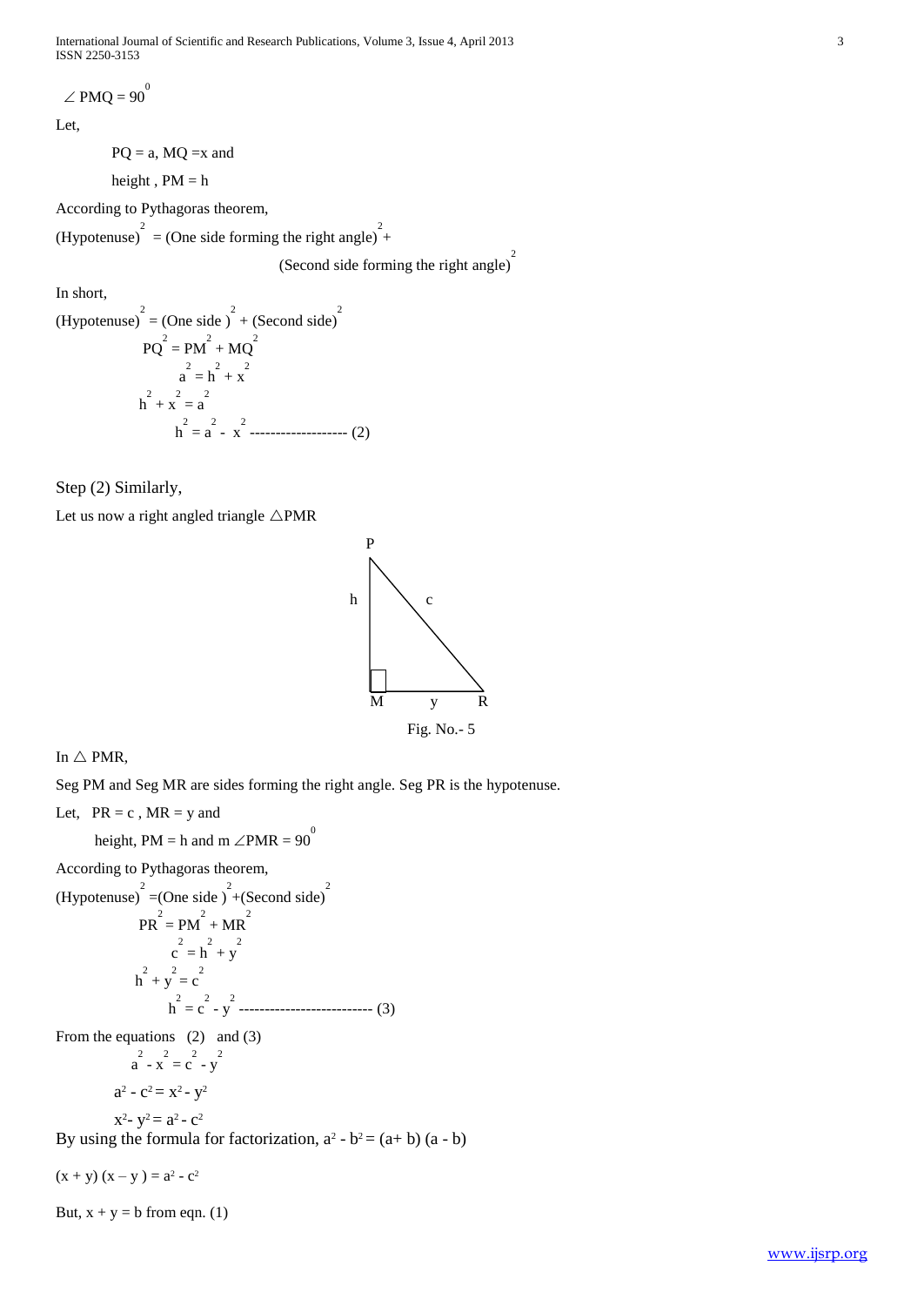$\angle$ PMQ = $90^0$

Let,

PQ = a, MQ =x and

height , PM = h

According to Pythagoras theorem,

$(\text{Hypotenuse})^2 = (\text{One side forming the right angle})^2 + (\text{Second side forming the right angle})^2$

In short,

$$(\text{Hypotenuse})^2 = (\text{One side })^2 + (\text{Second side})^2$$

$$PQ^2 = PM^2 + MQ^2$$

$$a^2 = h^2 + x^2$$

$$h^2 + x^2 = a^2$$

$$h^2 = a^2 - x^2 \text{ ------------------- (2)}$$

Step (2) Similarly,

Let us now a right angled triangle $\triangle$PMR

Fig. No.- 5

In $\triangle$ PMR,

Seg PM and Seg MR are sides forming the right angle. Seg PR is the hypotenuse.

Let, PR = c , MR = y and

height, PM = h and m $\angle$PMR = $90^0$

According to Pythagoras theorem,

$$(\text{Hypotenuse})^2 = (\text{One side })^2 + (\text{Second side})^2$$

$$PR^2 = PM^2 + MR^2$$

$$c^2 = h^2 + y^2$$

$$h^2 + y^2 = c^2$$

$$h^2 = c^2 - y^2 \text{ ------------------------- (3)}$$

From the equations (2) and (3)

$$a^2 - x^2 = c^2 - y^2$$

$$a^2 - c^2 = x^2 - y^2$$

$$x^2 - y^2 = a^2 - c^2$$

By using the formula for factorization, $a^2 - b^2 = (a+ b) (a - b)$

$(x + y) (x – y ) = a^2 - c^2$

But, x + y = b from eqn. (1)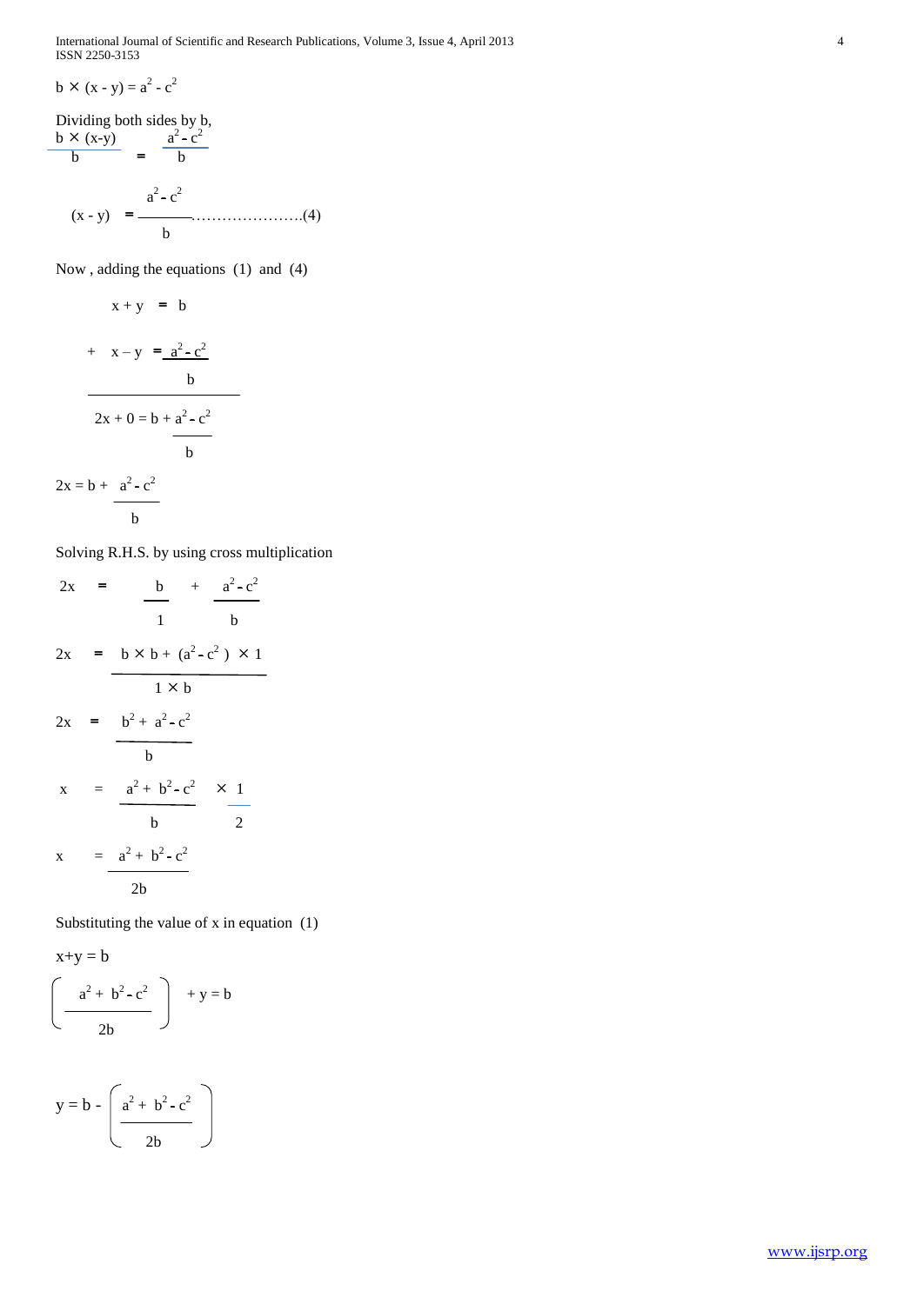$$b \times (x - y) = a^2 - c^2$$

Dividing both sides by b,

$$\frac{b \times (x-y)}{b} = \frac{a^2 - c^2}{b}$$

$$(x - y) = \frac{a^2 - c^2}{b} \quad \ldots\ldots\ldots\ldots\ldots\ldots\ldots (4)$$

Now , adding the equations (1) and (4)

$$x + y = b$$

$$+ \quad x - y = \frac{a^2 - c^2}{b}$$

$$2x + 0 = b + \frac{a^2 - c^2}{b}$$

$$2x = b + \frac{a^2 - c^2}{b}$$

Solving R.H.S. by using cross multiplication

$$2x = \frac{b}{1} + \frac{a^2 - c^2}{b}$$

$$2x = \frac{b \times b + (a^2 - c^2) \times 1}{1 \times b}$$

$$2x = \frac{b^2 + a^2 - c^2}{b}$$

$$x = \frac{a^2 + b^2 - c^2}{b} \times \frac{1}{2}$$

$$x = \frac{a^2 + b^2 - c^2}{2b}$$

Substituting the value of x in equation (1)

$$x+y = b$$

$$\left( \frac{a^2 + b^2 - c^2}{2b} \right) + y = b$$

$$y = b - \left( \frac{a^2 + b^2 - c^2}{2b} \right)$$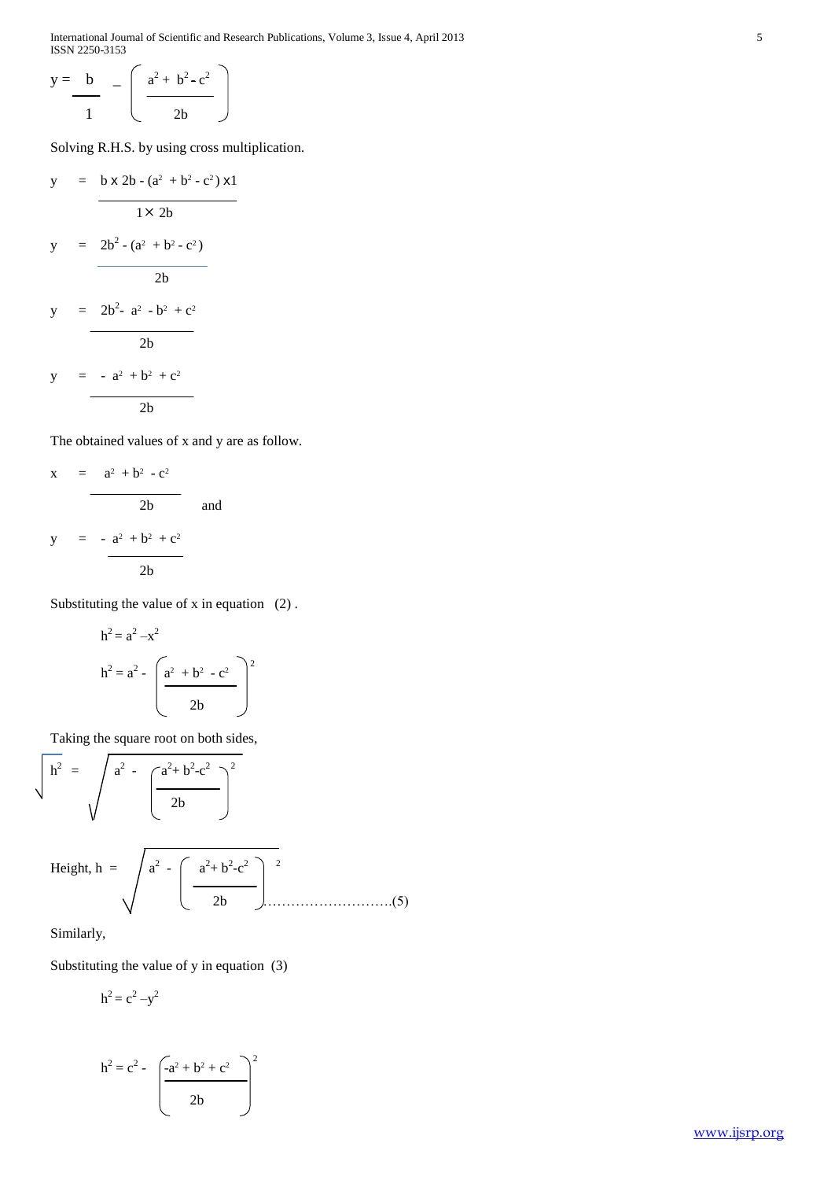$$y = \frac{b}{1} - \left( \frac{a^2 + b^2 - c^2}{2b} \right)$$

Solving R.H.S. by using cross multiplication.

$$y = \frac{b \times 2b - (a^2 + b^2 - c^2) \times 1}{1 \times 2b}$$

$$y = \frac{2b^2 - (a^2 + b^2 - c^2)}{2b}$$

$$y = \frac{2b^2 - a^2 - b^2 + c^2}{2b}$$

$$y = \frac{- a^2 + b^2 + c^2}{2b}$$

The obtained values of x and y are as follow.

$$x = \frac{a^2 + b^2 - c^2}{2b} \quad \text{and}$$

$$y = \frac{- a^2 + b^2 + c^2}{2b}$$

Substituting the value of x in equation (2) .

$$h^2 = a^2 - x^2$$

$$h^2 = a^2 - \left( \frac{a^2 + b^2 - c^2}{2b} \right)^2$$

Taking the square root on both sides,

$$\sqrt{h^2} = \sqrt{a^2 - \left( \frac{a^2 + b^2 - c^2}{2b} \right)^2}$$

$$\text{Height, } h = \sqrt{a^2 - \left( \frac{a^2 + b^2 - c^2}{2b} \right)^2} \quad \text{……………………….(5)}$$

Similarly,

Substituting the value of y in equation (3)

$$h^2 = c^2 - y^2$$

$$h^2 = c^2 - \left( \frac{-a^2 + b^2 + c^2}{2b} \right)^2$$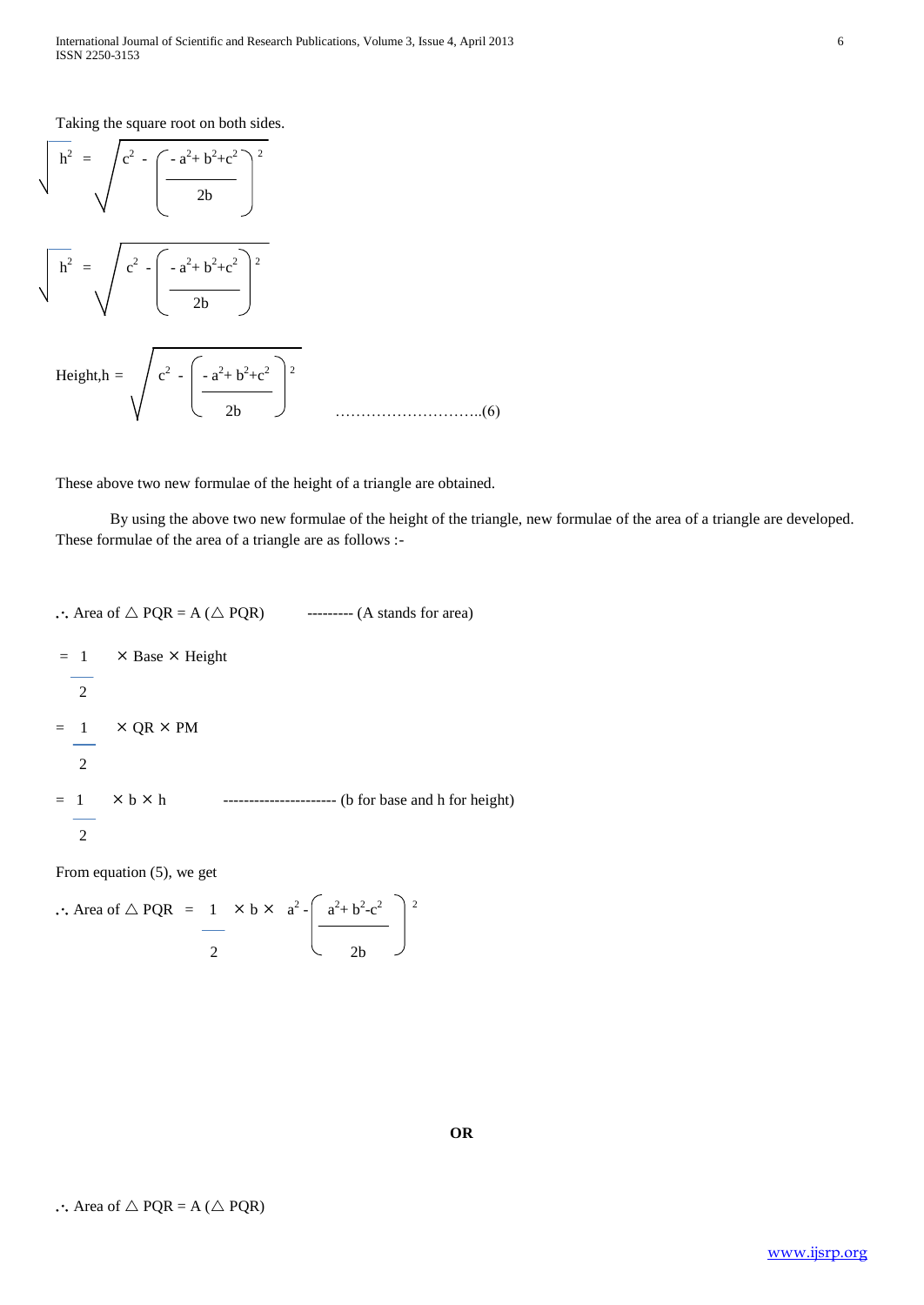Taking the square root on both sides.

$$\sqrt{h^2} = \sqrt{c^2 - \left(\frac{-a^2 + b^2 + c^2}{2b}\right)^2}$$

$$\sqrt{h^2} = \sqrt{c^2 - \left(\frac{-a^2 + b^2 + c^2}{2b}\right)^2}$$

$$\text{Height,h} = \sqrt{c^2 - \left(\frac{-a^2 + b^2 + c^2}{2b}\right)^2} \quad \text{..........................(6)}$$

These above two new formulae of the height of a triangle are obtained.

By using the above two new formulae of the height of the triangle, new formulae of the area of a triangle are developed. These formulae of the area of a triangle are as follows :-

$\therefore$ Area of $\triangle$ PQR = A ($\triangle$ PQR) --------- (A stands for area)

$$= \frac{1}{2} \times \text{Base} \times \text{Height}$$

$$= \frac{1}{2} \times QR \times PM$$

$$= \frac{1}{2} \times b \times h \quad \text{--------------------- (b for base and h for height)}$$

From equation (5), we get

$$\therefore \text{Area of } \triangle PQR = \frac{1}{2} \times b \times \; a^2 - \left(\frac{a^2 + b^2 - c^2}{2b}\right)^2$$

**OR**

$\therefore$ Area of $\triangle$ PQR = A ($\triangle$ PQR)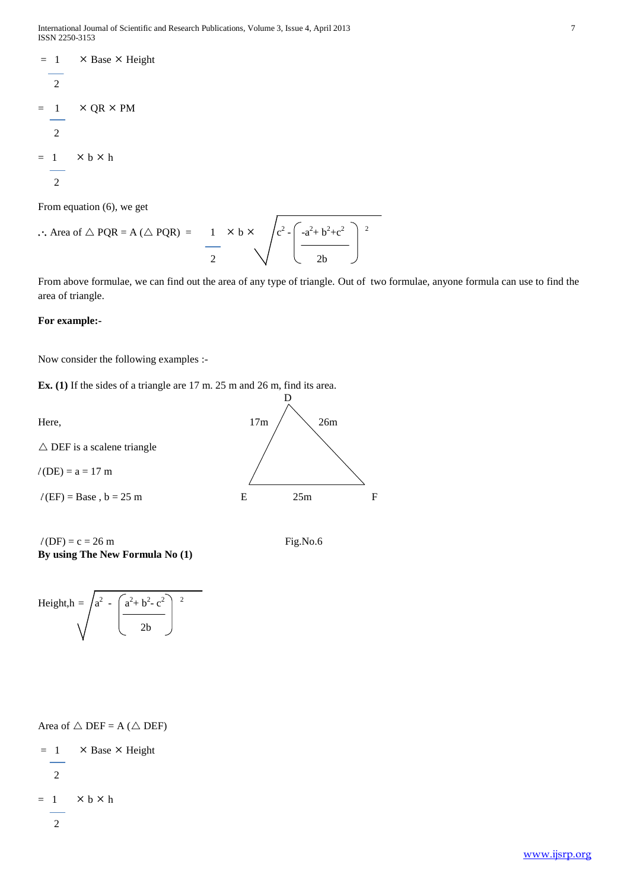$$= \frac{1}{2} \times \text{Base} \times \text{Height}$$

$$= \frac{1}{2} \times QR \times PM$$

$$= \frac{1}{2} \times b \times h$$

From equation (6), we get

$$\therefore \text{Area of } \triangle PQR = A(\triangle PQR) = \frac{1}{2} \times b \times \sqrt{c^2 - \left(\frac{-a^2 + b^2 + c^2}{2b}\right)^2}$$

From above formulae, we can find out the area of any type of triangle. Out of two formulae, anyone formula can use to find the area of triangle.

**For example:-**

Now consider the following examples :-

**Ex. (1)** If the sides of a triangle are 17 m. 25 m and 26 m, find its area.

Here,

$\triangle$ DEF is a scalene triangle

$l$(DE) = a = 17 m

$l$(EF) = Base , b = 25 m

$l$(DF) = c = 26 m

Fig.No.6

**By using The New Formula No (1)**

$$\text{Height}, h = \sqrt{a^2 - \left(\frac{a^2 + b^2 - c^2}{2b}\right)^2}$$

Area of $\triangle$ DEF = A ($\triangle$ DEF)

$$= \frac{1}{2} \times \text{Base} \times \text{Height}$$

$$= \frac{1}{2} \times b \times h$$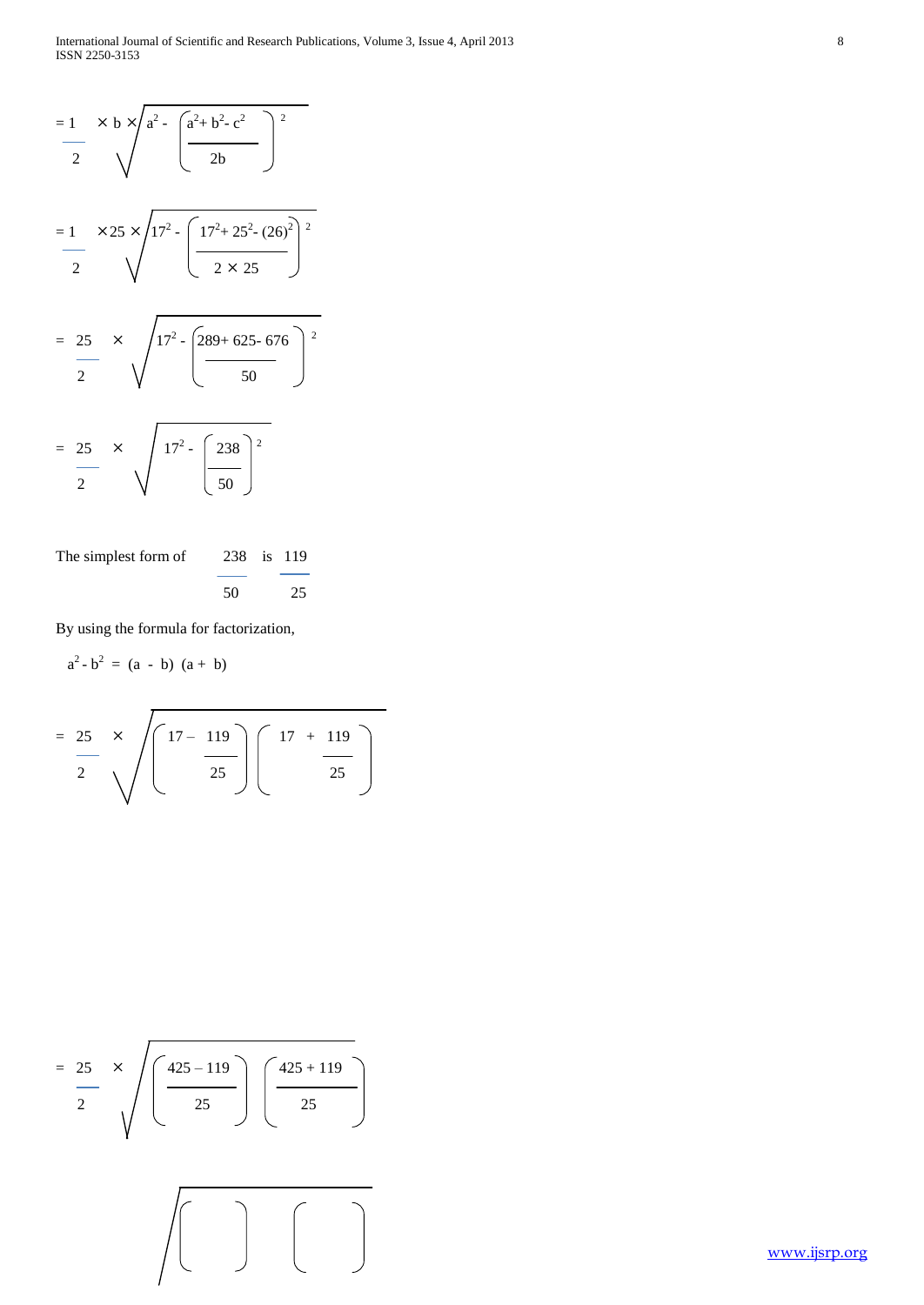$$= \frac{1}{2} \times b \times \sqrt{a^2 - \left(\frac{a^2 + b^2 - c^2}{2b}\right)^2}$$

$$= \frac{1}{2} \times 25 \times \sqrt{17^2 - \left(\frac{17^2 + 25^2 - (26)^2}{2 \times 25}\right)^2}$$

$$= \frac{25}{2} \times \sqrt{17^2 - \left(\frac{289 + 625 - 676}{50}\right)^2}$$

$$= \frac{25}{2} \times \sqrt{17^2 - \left(\frac{238}{50}\right)^2}$$

The simplest form of $\frac{238}{50}$ is $\frac{119}{25}$

By using the formula for factorization,

$a^2 - b^2 = (a - b)(a + b)$

$$= \frac{25}{2} \times \sqrt{\left(17 - \frac{119}{25}\right)\left(17 + \frac{119}{25}\right)}$$

$$= \frac{25}{2} \times \sqrt{\left(\frac{425 - 119}{25}\right)\left(\frac{425 + 119}{25}\right)}$$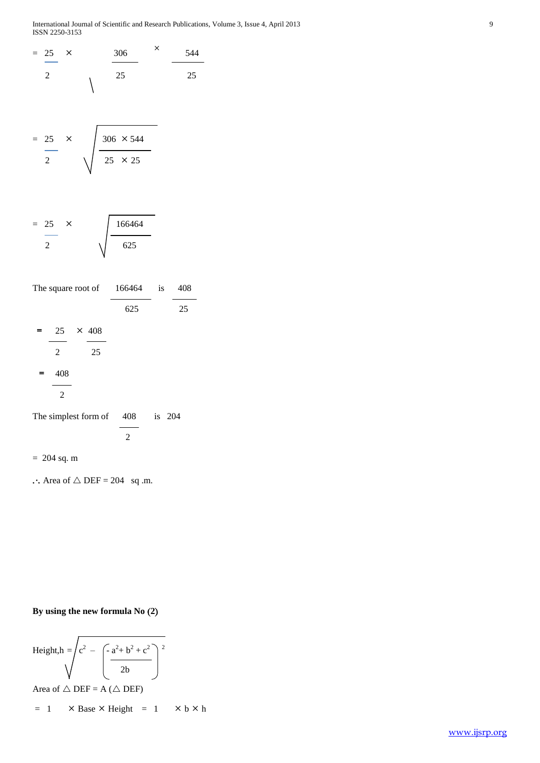$$= \frac{25}{2} \times \sqrt{\frac{306}{25} \times \frac{544}{25}}$$

$$= \frac{25}{2} \times \sqrt{\frac{306 \times 544}{25 \times 25}}$$

$$= \frac{25}{2} \times \sqrt{\frac{166464}{625}}$$

The square root of $\frac{166464}{625}$ is $\frac{408}{25}$

$$= \frac{25}{2} \times \frac{408}{25}$$

$$= \frac{408}{2}$$

The simplest form of $\frac{408}{2}$ is 204

= 204 sq. m

$\therefore$ Area of $\triangle$ DEF = 204 sq .m.

**By using the new formula No (2)**

$$\text{Height,h} = \sqrt{c^2 - \left(\frac{- a^2 + b^2 + c^2}{2b}\right)^2}$$

Area of $\triangle$ DEF = A ($\triangle$ DEF)

= 1 $\times$ Base $\times$ Height = 1 $\times$ b $\times$ h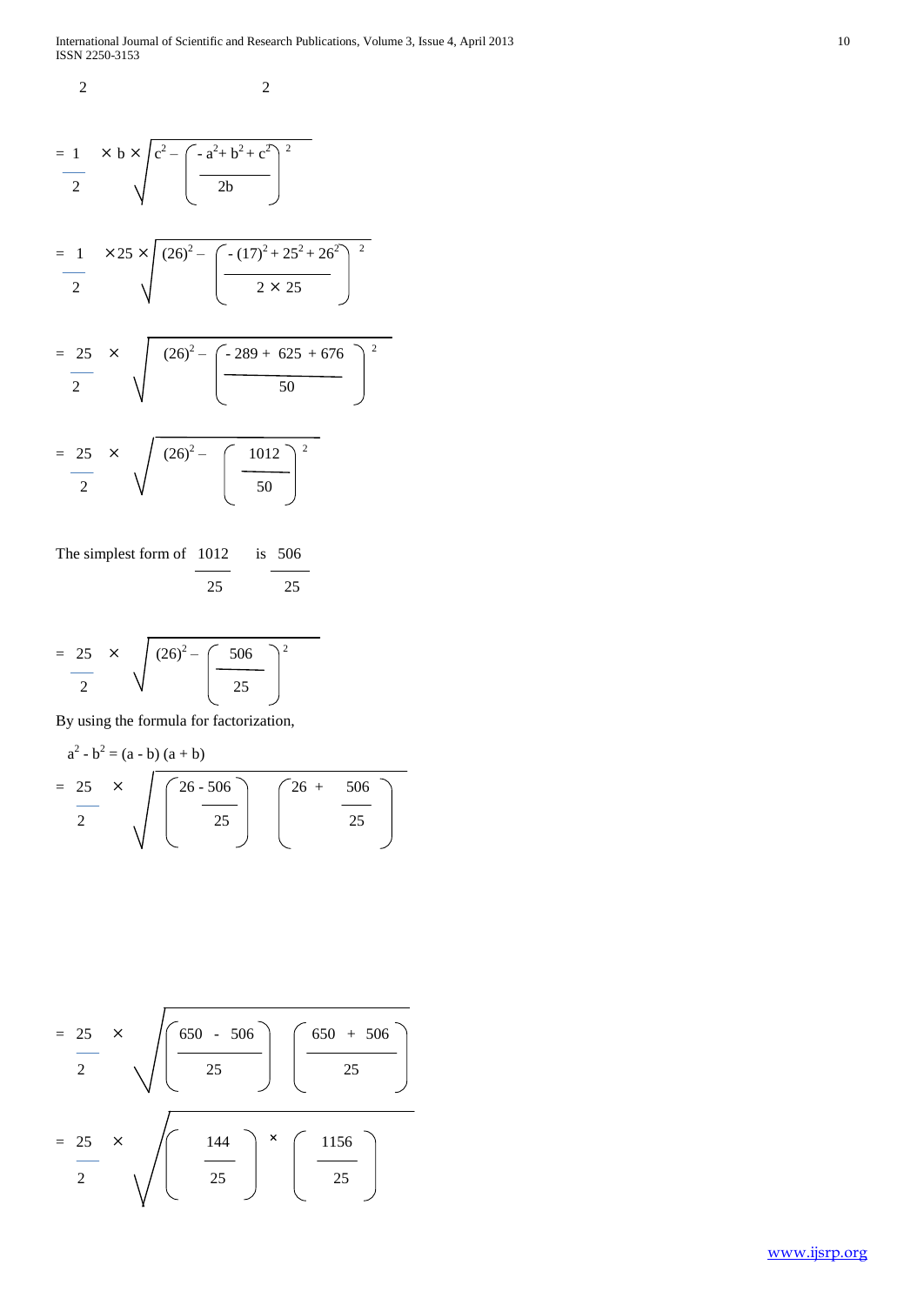2 2

$$= \frac{1}{2} \times b \times \sqrt{c^2 - \left(\frac{- a^2 + b^2 + c^2}{2b}\right)^2}$$

$$= \frac{1}{2} \times 25 \times \sqrt{(26)^2 - \left(\frac{- (17)^2 + 25^2 + 26^2}{2 \times 25}\right)^2}$$

$$= \frac{25}{2} \times \sqrt{(26)^2 - \left(\frac{- 289 + 625 + 676}{50}\right)^2}$$

$$= \frac{25}{2} \times \sqrt{(26)^2 - \left(\frac{1012}{50}\right)^2}$$

The simplest form of $\frac{1012}{25}$ is $\frac{506}{25}$

$$= \frac{25}{2} \times \sqrt{(26)^2 - \left(\frac{506}{25}\right)^2}$$

By using the formula for factorization,

$a^2 - b^2 = (a - b)(a + b)$

$$= \frac{25}{2} \times \sqrt{\left(26 - \frac{506}{25}\right)\left(26 + \frac{506}{25}\right)}$$

$$= \frac{25}{2} \times \sqrt{\left(\frac{650 - 506}{25}\right)\left(\frac{650 + 506}{25}\right)}$$

$$= \frac{25}{2} \times \sqrt{\left(\frac{144}{25}\right) \times \left(\frac{1156}{25}\right)}$$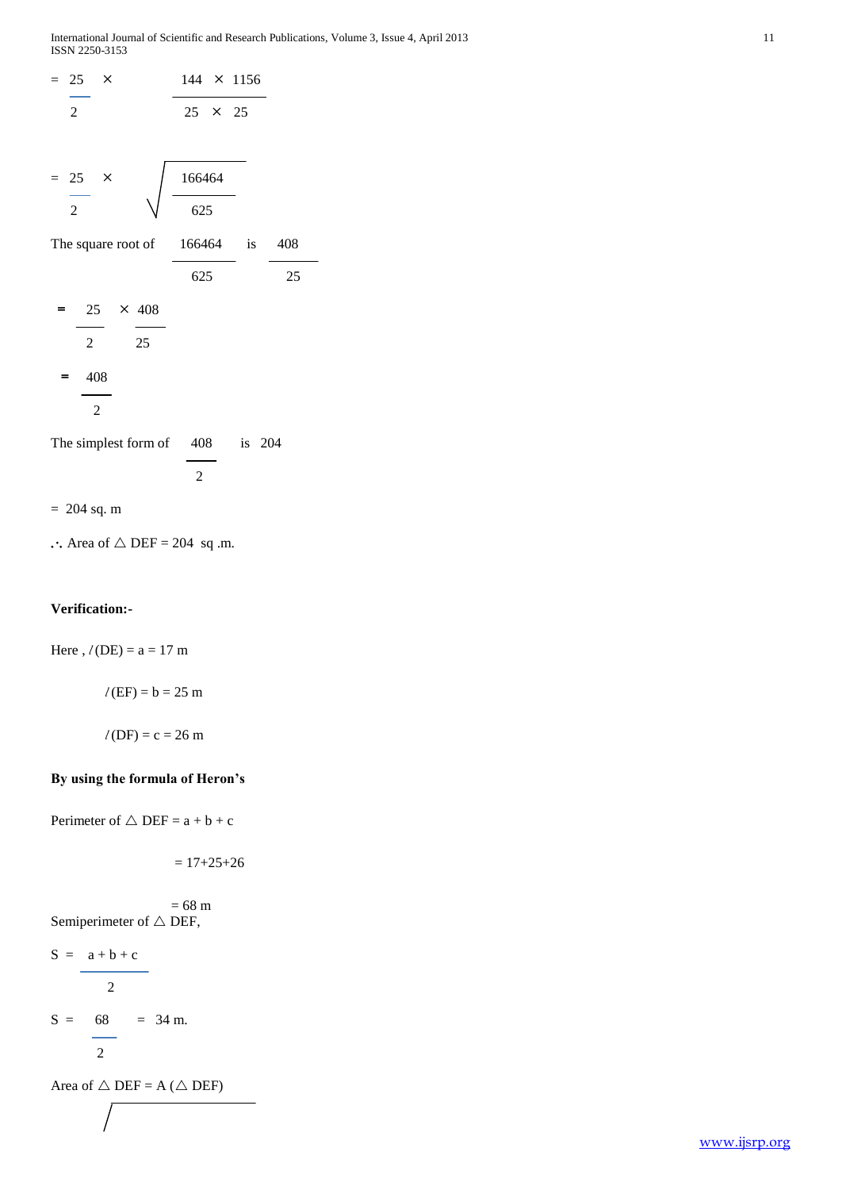$$= \frac{25}{2} \times \frac{144 \times 1156}{25 \times 25}$$

$$= \frac{25}{2} \times \sqrt{\frac{166464}{625}}$$

The square root of $\frac{166464}{625}$ is $\frac{408}{25}$

$$= \frac{25}{2} \times \frac{408}{25}$$

$$= \frac{408}{2}$$

The simplest form of $\frac{408}{2}$ is 204

= 204 sq. m

$\therefore$ Area of $\triangle$ DEF = 204 sq .m.

**Verification:-**

Here , $l$(DE) = a = 17 m

$l$(EF) = b = 25 m

$l$(DF) = c = 26 m

**By using the formula of Heron's**

Perimeter of $\triangle$ DEF = a + b + c

= 17+25+26

= 68 m

Semiperimeter of $\triangle$ DEF,

$$S = \frac{a + b + c}{2}$$

$$S = \frac{68}{2} = 34 \text{ m.}$$

Area of $\triangle$ DEF = A ($\triangle$ DEF)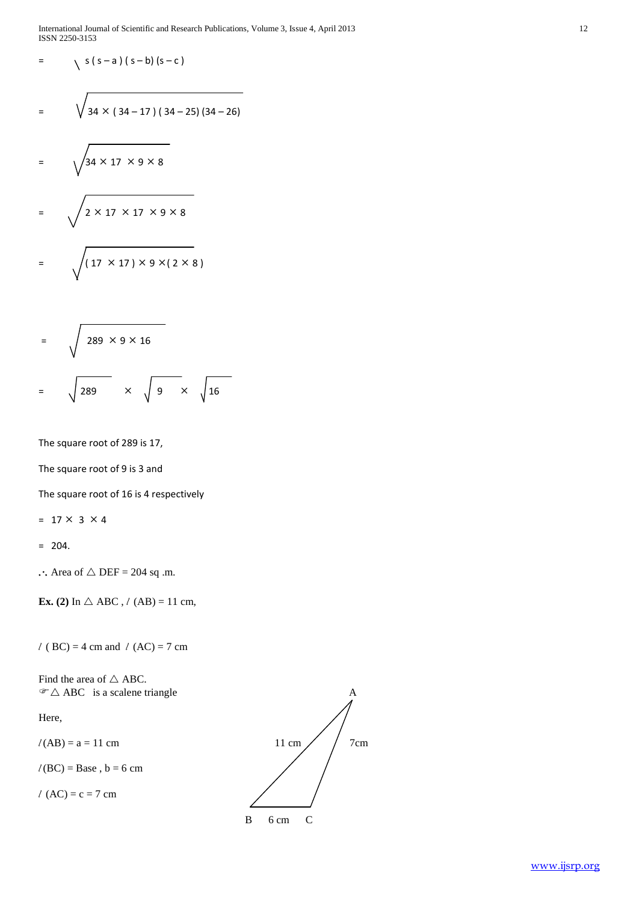$$= \sqrt{s(s-a)(s-b)(s-c)}$$

$$= \sqrt{34 \times (34-17)(34-25)(34-26)}$$

$$= \sqrt{34 \times 17 \times 9 \times 8}$$

$$= \sqrt{2 \times 17 \times 17 \times 9 \times 8}$$

$$= \sqrt{(17 \times 17) \times 9 \times (2 \times 8)}$$

$$= \sqrt{289 \times 9 \times 16}$$

$$= \sqrt{289} \times \sqrt{9} \times \sqrt{16}$$

The square root of 289 is 17,

The square root of 9 is 3 and

The square root of 16 is 4 respectively

$= 17 \times 3 \times 4$

$= 204.$

$\therefore$ Area of $\triangle$ DEF = 204 sq .m.

**Ex. (2)** In $\triangle$ ABC , $l$ (AB) = 11 cm,

$l$ ( BC) = 4 cm and $l$ (AC) = 7 cm

Find the area of $\triangle$ ABC.

☞ $\triangle$ ABC is a scalene triangle

Here,

$l$(AB) = a = 11 cm

$l$(BC) = Base , b = 6 cm

$l$ (AC) = c = 7 cm

A

11 cm 7cm

B 6 cm C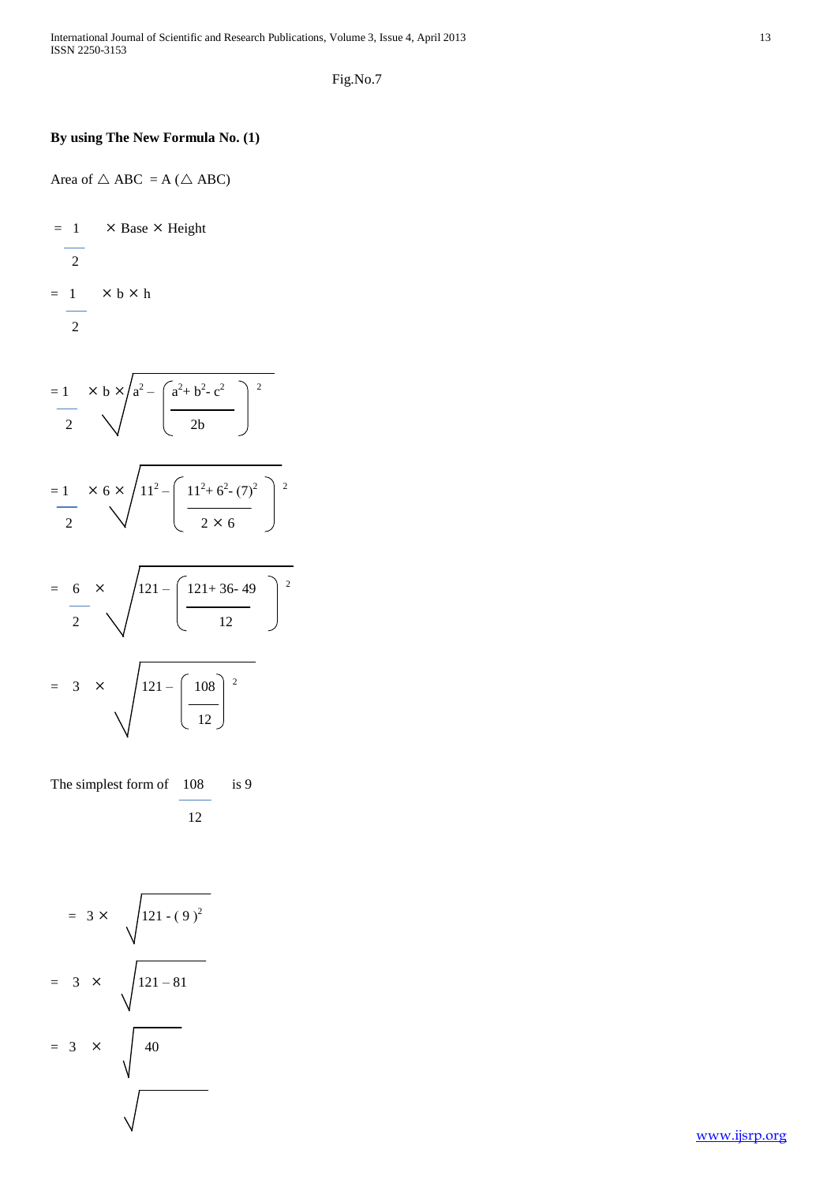Fig.No.7

**By using The New Formula No. (1)**

Area of $\triangle$ ABC = A ($\triangle$ ABC)

$$= \frac{1}{2} \times \text{Base} \times \text{Height}$$

$$= \frac{1}{2} \times b \times h$$

$$= \frac{1}{2} \times b \times \sqrt{a^2 - \left(\frac{a^2 + b^2 - c^2}{2b}\right)^2}$$

$$= \frac{1}{2} \times 6 \times \sqrt{11^2 - \left(\frac{11^2 + 6^2 - (7)^2}{2 \times 6}\right)^2}$$

$$= \frac{6}{2} \times \sqrt{121 - \left(\frac{121 + 36 - 49}{12}\right)^2}$$

$$= 3 \times \sqrt{121 - \left(\frac{108}{12}\right)^2}$$

The simplest form of $\frac{108}{12}$ is 9

$$= 3 \times \sqrt{121 - (9)^2}$$

$$= 3 \times \sqrt{121 - 81}$$

$$= 3 \times \sqrt{40}$$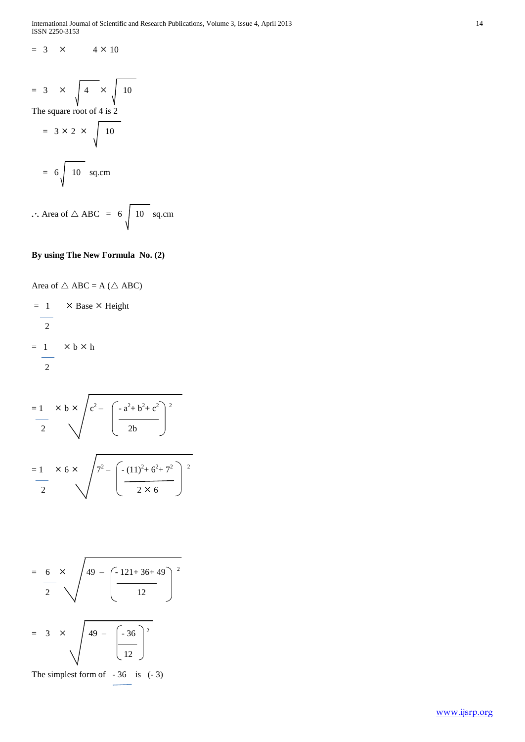$= 3 \times \sqrt{4 \times 10}$

$= 3 \times \sqrt{4} \times \sqrt{10}$

The square root of 4 is 2

$= 3 \times 2 \times \sqrt{10}$

$= 6\sqrt{10}$ sq.cm

$\therefore$ Area of $\triangle$ ABC $= 6\sqrt{10}$ sq.cm

**By using The New Formula No. (2)**

Area of $\triangle$ ABC = A ($\triangle$ ABC)

$$= \frac{1}{2} \times \text{Base} \times \text{Height}$$

$$= \frac{1}{2} \times b \times h$$

$$= \frac{1}{2} \times b \times \sqrt{c^2 - \left(\frac{-a^2 + b^2 + c^2}{2b}\right)^2}$$

$$= \frac{1}{2} \times 6 \times \sqrt{7^2 - \left(\frac{-(11)^2 + 6^2 + 7^2}{2 \times 6}\right)^2}$$

$$= \frac{6}{2} \times \sqrt{49 - \left(\frac{-121 + 36 + 49}{12}\right)^2}$$

$$= 3 \times \sqrt{49 - \left(\frac{-36}{12}\right)^2}$$

The simplest form of $\frac{-36}{12}$ is $(-3)$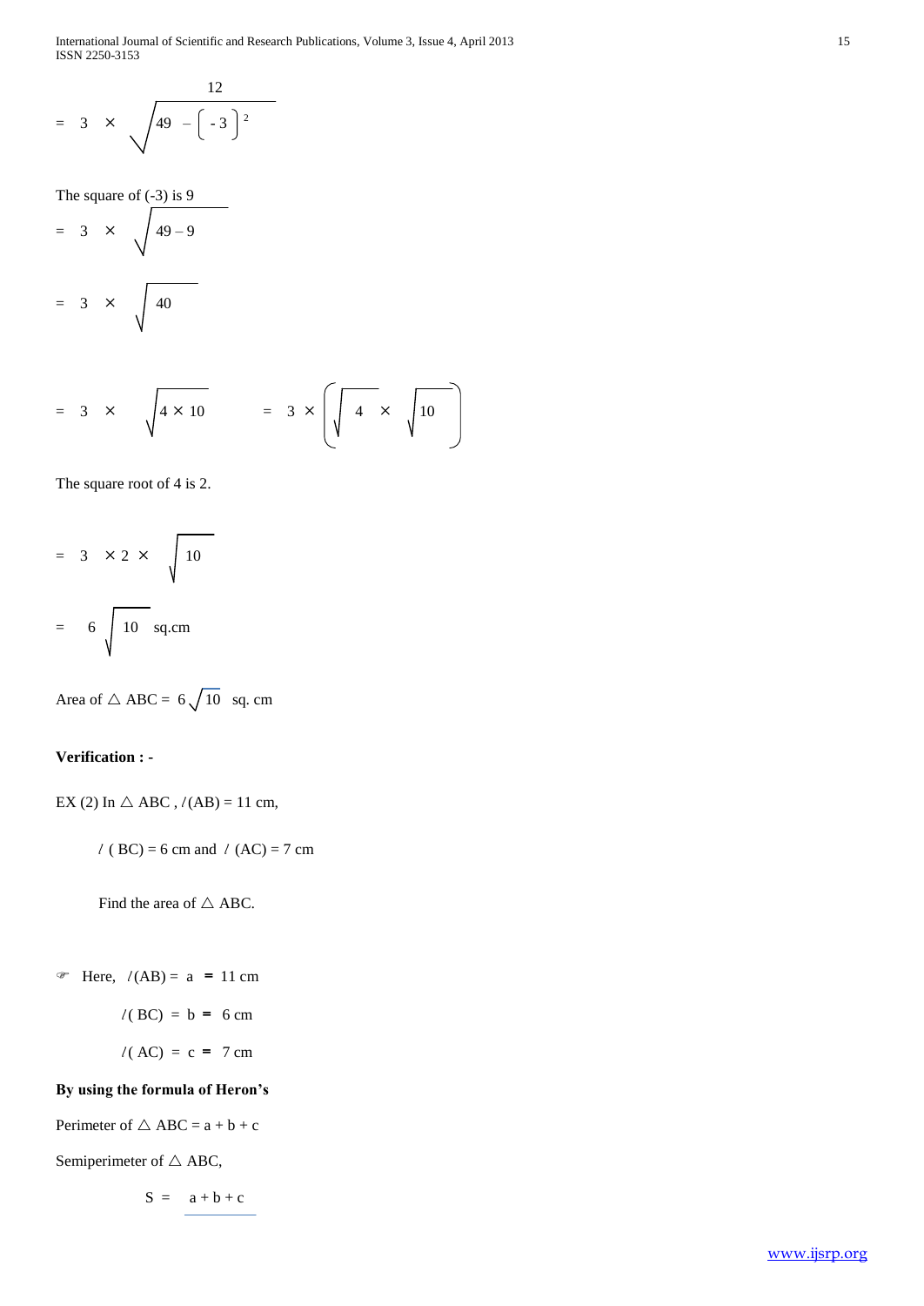$$= 3 \times \sqrt{\frac{12}{49 - \left(-3\right)^2}}$$

The square of (-3) is 9

$$= 3 \times \sqrt{49 - 9}$$

$$= 3 \times \sqrt{40}$$

$$= 3 \times \sqrt{4 \times 10} \qquad = 3 \times \left(\sqrt{4} \times \sqrt{10}\right)$$

The square root of 4 is 2.

$$= 3 \times 2 \times \sqrt{10}$$

$$= 6\sqrt{10} \text{ sq.cm}$$

Area of $\triangle$ ABC = $6\sqrt{10}$ sq. cm

**Verification : -**

EX (2) In $\triangle$ ABC , $l$(AB) = 11 cm,

$l$ ( BC) = 6 cm and $l$ (AC) = 7 cm

Find the area of $\triangle$ ABC.

☞ Here, $l$(AB) = a = 11 cm

$l$( BC) = b = 6 cm

$l$( AC) = c = 7 cm

**By using the formula of Heron's**

Perimeter of $\triangle$ ABC = a + b + c

Semiperimeter of $\triangle$ ABC,

S = a + b + c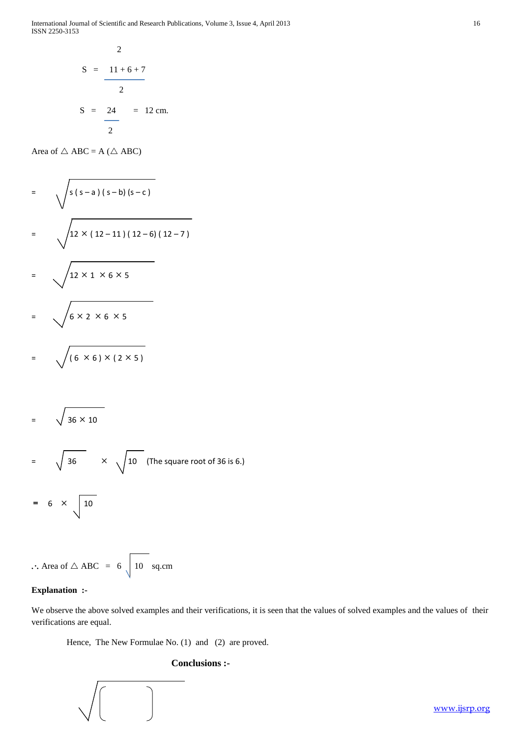2

$$S = \frac{11 + 6 + 7}{2}$$

$$S = \frac{24}{2} = 12 \text{ cm.}$$

Area of △ ABC = A (△ ABC)

$$= \sqrt{s\,(s-a)\,(s-b)\,(s-c)}$$

$$= \sqrt{12 \times (12-11)\,(12-6)\,(12-7)}$$

$$= \sqrt{12 \times 1 \times 6 \times 5}$$

$$= \sqrt{6 \times 2 \times 6 \times 5}$$

$$= \sqrt{(6 \times 6) \times (2 \times 5)}$$

$$= \sqrt{36 \times 10}$$

$$= \sqrt{36} \times \sqrt{10} \quad \text{(The square root of 36 is 6.)}$$

$$= 6 \times \sqrt{10}$$

∴ Area of △ ABC $= 6\sqrt{10}$ sq.cm

**Explanation :-**

We observe the above solved examples and their verifications, it is seen that the values of solved examples and the values of their verifications are equal.

Hence, The New Formulae No. (1) and (2) are proved.

**Conclusions :-**

$$\sqrt{\left( \quad \right)}$$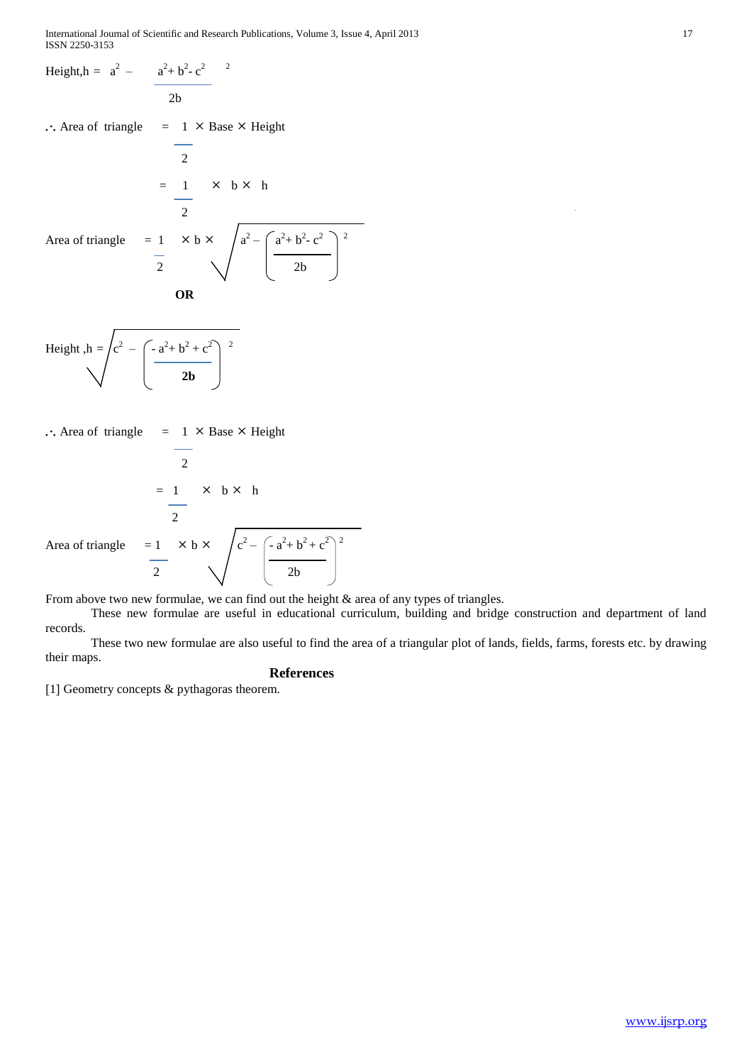$$\text{Height}, h = a^2 - \left(\frac{a^2 + b^2 - c^2}{2b}\right)^2$$

$$\therefore \text{Area of triangle} = \frac{1}{2} \times \text{Base} \times \text{Height}$$

$$= \frac{1}{2} \times b \times h$$

$$\text{Area of triangle} = \frac{1}{2} \times b \times \sqrt{a^2 - \left(\frac{a^2 + b^2 - c^2}{2b}\right)^2}$$

**OR**

$$\text{Height}, h = \sqrt{c^2 - \left(\frac{-a^2 + b^2 + c^2}{2b}\right)^2}$$

$$\therefore \text{Area of triangle} = \frac{1}{2} \times \text{Base} \times \text{Height}$$

$$= \frac{1}{2} \times b \times h$$

$$\text{Area of triangle} = \frac{1}{2} \times b \times \sqrt{c^2 - \left(\frac{-a^2 + b^2 + c^2}{2b}\right)^2}$$

From above two new formulae, we can find out the height & area of any types of triangles.

These new formulae are useful in educational curriculum, building and bridge construction and department of land records.

These two new formulae are also useful to find the area of a triangular plot of lands, fields, farms, forests etc. by drawing their maps.

## References

[1] Geometry concepts & pythagoras theorem.